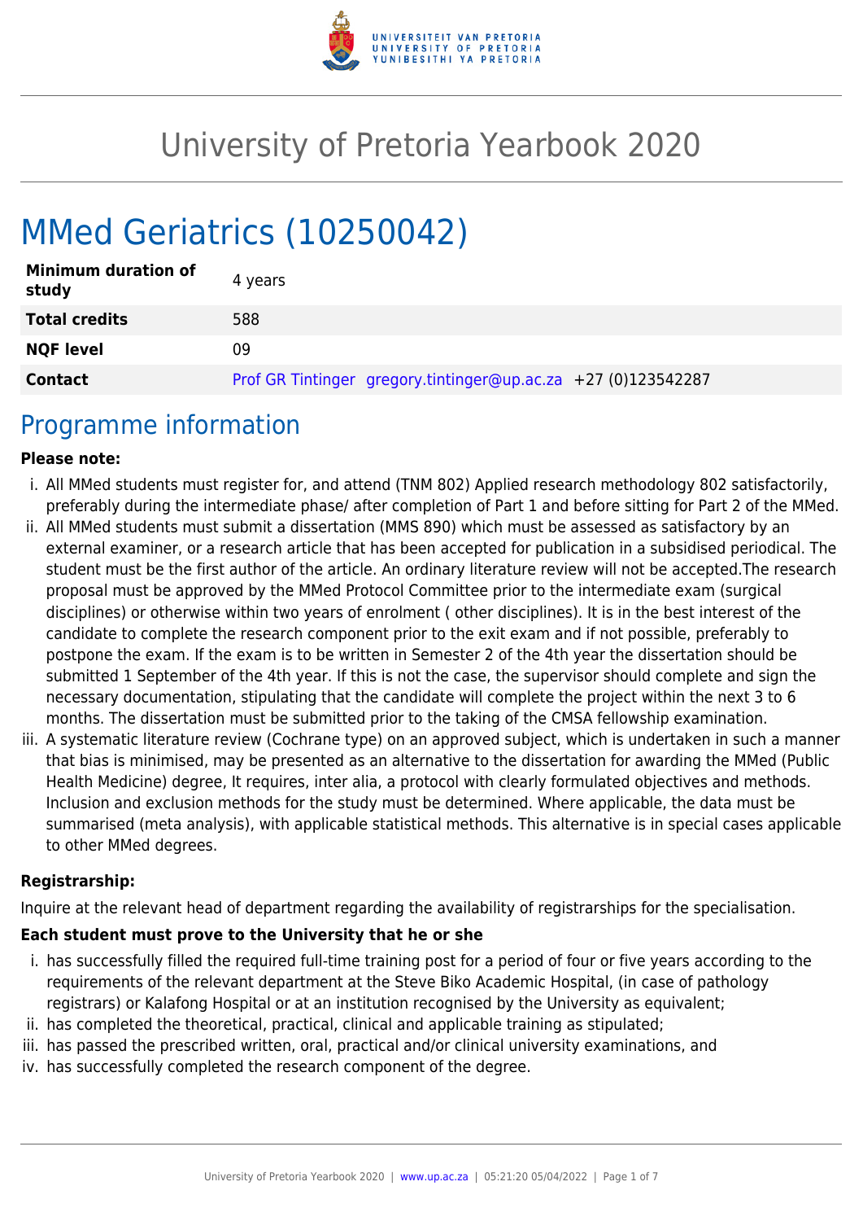# University of Pretoria Yearbook 2020

# MMed Geriatrics (10250042)

| | |
|---|---|
| **Minimum duration of study** | 4 years |
| **Total credits** | 588 |
| **NQF level** | 09 |
| **Contact** | Prof GR Tintinger gregory.tintinger@up.ac.za +27 (0)123542287 |

## Programme information

**Please note:**

i. All MMed students must register for, and attend (TNM 802) Applied research methodology 802 satisfactorily, preferably during the intermediate phase/ after completion of Part 1 and before sitting for Part 2 of the MMed.
ii. All MMed students must submit a dissertation (MMS 890) which must be assessed as satisfactory by an external examiner, or a research article that has been accepted for publication in a subsidised periodical. The student must be the first author of the article. An ordinary literature review will not be accepted.The research proposal must be approved by the MMed Protocol Committee prior to the intermediate exam (surgical disciplines) or otherwise within two years of enrolment ( other disciplines). It is in the best interest of the candidate to complete the research component prior to the exit exam and if not possible, preferably to postpone the exam. If the exam is to be written in Semester 2 of the 4th year the dissertation should be submitted 1 September of the 4th year. If this is not the case, the supervisor should complete and sign the necessary documentation, stipulating that the candidate will complete the project within the next 3 to 6 months. The dissertation must be submitted prior to the taking of the CMSA fellowship examination.
iii. A systematic literature review (Cochrane type) on an approved subject, which is undertaken in such a manner that bias is minimised, may be presented as an alternative to the dissertation for awarding the MMed (Public Health Medicine) degree, It requires, inter alia, a protocol with clearly formulated objectives and methods. Inclusion and exclusion methods for the study must be determined. Where applicable, the data must be summarised (meta analysis), with applicable statistical methods. This alternative is in special cases applicable to other MMed degrees.

**Registrarship:**

Inquire at the relevant head of department regarding the availability of registrarships for the specialisation.

**Each student must prove to the University that he or she**

i. has successfully filled the required full-time training post for a period of four or five years according to the requirements of the relevant department at the Steve Biko Academic Hospital, (in case of pathology registrars) or Kalafong Hospital or at an institution recognised by the University as equivalent;
ii. has completed the theoretical, practical, clinical and applicable training as stipulated;
iii. has passed the prescribed written, oral, practical and/or clinical university examinations, and
iv. has successfully completed the research component of the degree.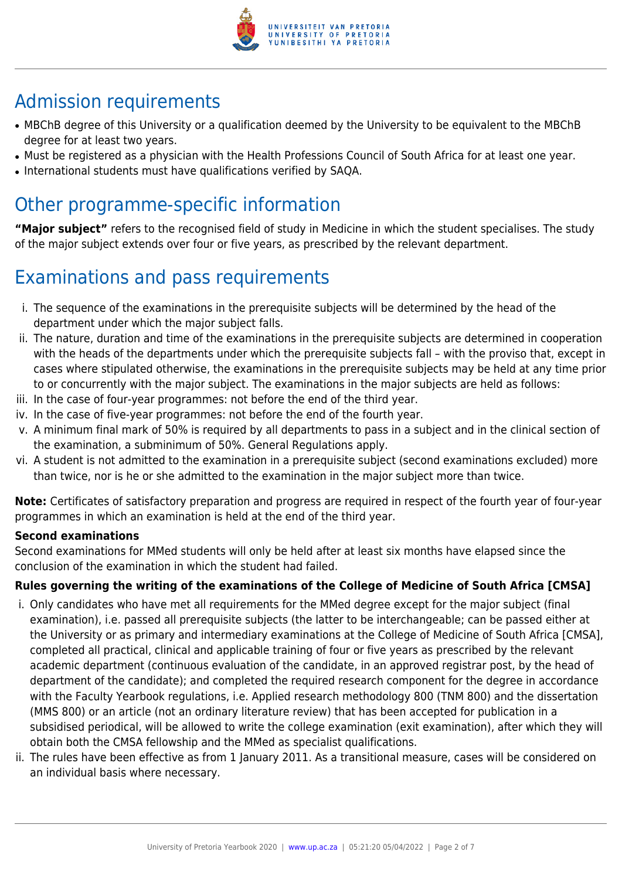## Admission requirements

- MBChB degree of this University or a qualification deemed by the University to be equivalent to the MBChB degree for at least two years.
- Must be registered as a physician with the Health Professions Council of South Africa for at least one year.
- International students must have qualifications verified by SAQA.

## Other programme-specific information

**"Major subject"** refers to the recognised field of study in Medicine in which the student specialises. The study of the major subject extends over four or five years, as prescribed by the relevant department.

## Examinations and pass requirements

i. The sequence of the examinations in the prerequisite subjects will be determined by the head of the department under which the major subject falls.
ii. The nature, duration and time of the examinations in the prerequisite subjects are determined in cooperation with the heads of the departments under which the prerequisite subjects fall – with the proviso that, except in cases where stipulated otherwise, the examinations in the prerequisite subjects may be held at any time prior to or concurrently with the major subject. The examinations in the major subjects are held as follows:
iii. In the case of four-year programmes: not before the end of the third year.
iv. In the case of five-year programmes: not before the end of the fourth year.
v. A minimum final mark of 50% is required by all departments to pass in a subject and in the clinical section of the examination, a subminimum of 50%. General Regulations apply.
vi. A student is not admitted to the examination in a prerequisite subject (second examinations excluded) more than twice, nor is he or she admitted to the examination in the major subject more than twice.

**Note:** Certificates of satisfactory preparation and progress are required in respect of the fourth year of four-year programmes in which an examination is held at the end of the third year.

**Second examinations**

Second examinations for MMed students will only be held after at least six months have elapsed since the conclusion of the examination in which the student had failed.

**Rules governing the writing of the examinations of the College of Medicine of South Africa [CMSA]**

i. Only candidates who have met all requirements for the MMed degree except for the major subject (final examination), i.e. passed all prerequisite subjects (the latter to be interchangeable; can be passed either at the University or as primary and intermediary examinations at the College of Medicine of South Africa [CMSA], completed all practical, clinical and applicable training of four or five years as prescribed by the relevant academic department (continuous evaluation of the candidate, in an approved registrar post, by the head of department of the candidate); and completed the required research component for the degree in accordance with the Faculty Yearbook regulations, i.e. Applied research methodology 800 (TNM 800) and the dissertation (MMS 800) or an article (not an ordinary literature review) that has been accepted for publication in a subsidised periodical, will be allowed to write the college examination (exit examination), after which they will obtain both the CMSA fellowship and the MMed as specialist qualifications.
ii. The rules have been effective as from 1 January 2011. As a transitional measure, cases will be considered on an individual basis where necessary.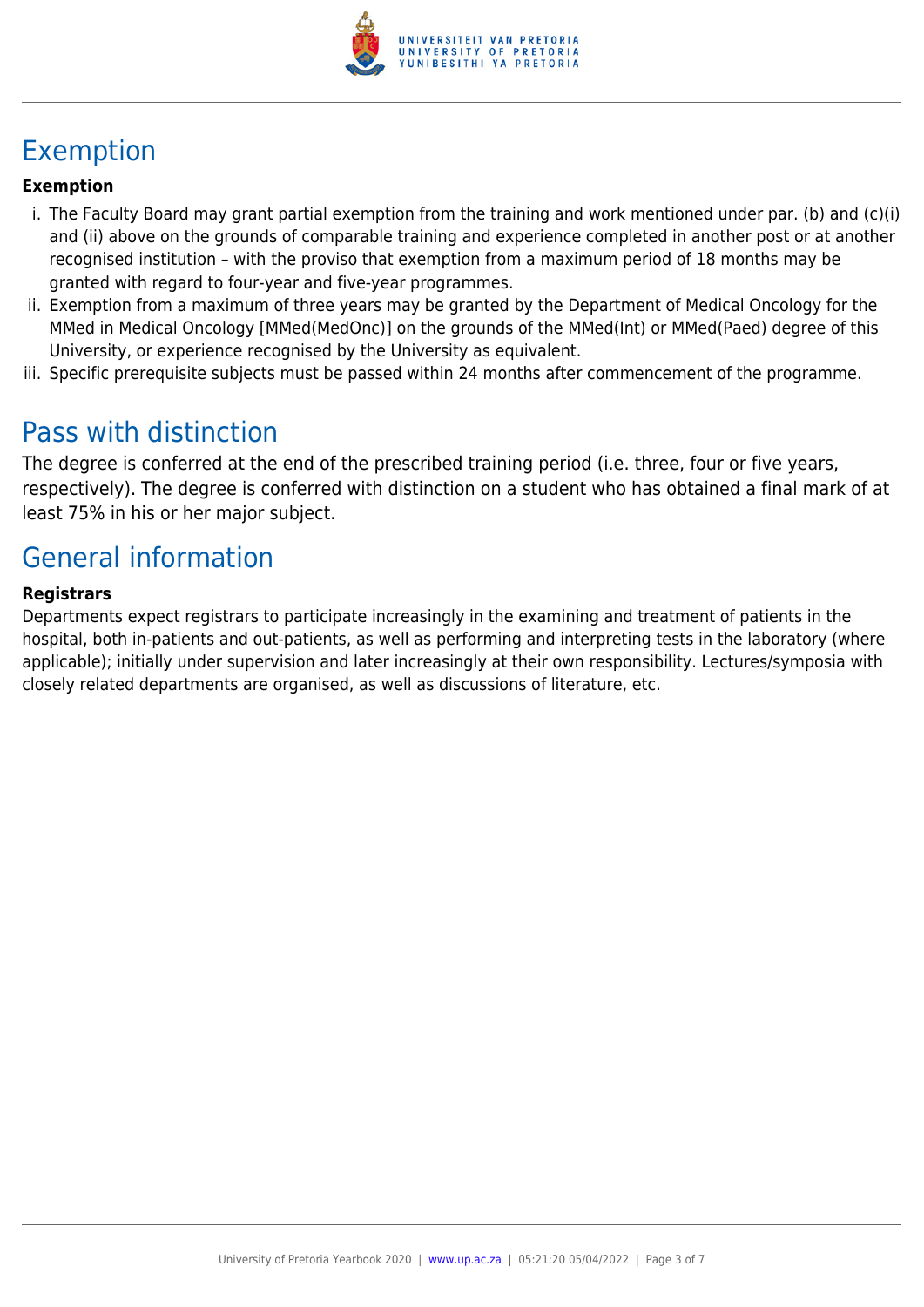## Exemption

**Exemption**

i. The Faculty Board may grant partial exemption from the training and work mentioned under par. (b) and (c)(i) and (ii) above on the grounds of comparable training and experience completed in another post or at another recognised institution – with the proviso that exemption from a maximum period of 18 months may be granted with regard to four-year and five-year programmes.
ii. Exemption from a maximum of three years may be granted by the Department of Medical Oncology for the MMed in Medical Oncology [MMed(MedOnc)] on the grounds of the MMed(Int) or MMed(Paed) degree of this University, or experience recognised by the University as equivalent.
iii. Specific prerequisite subjects must be passed within 24 months after commencement of the programme.

## Pass with distinction

The degree is conferred at the end of the prescribed training period (i.e. three, four or five years, respectively). The degree is conferred with distinction on a student who has obtained a final mark of at least 75% in his or her major subject.

## General information

**Registrars**

Departments expect registrars to participate increasingly in the examining and treatment of patients in the hospital, both in-patients and out-patients, as well as performing and interpreting tests in the laboratory (where applicable); initially under supervision and later increasingly at their own responsibility. Lectures/symposia with closely related departments are organised, as well as discussions of literature, etc.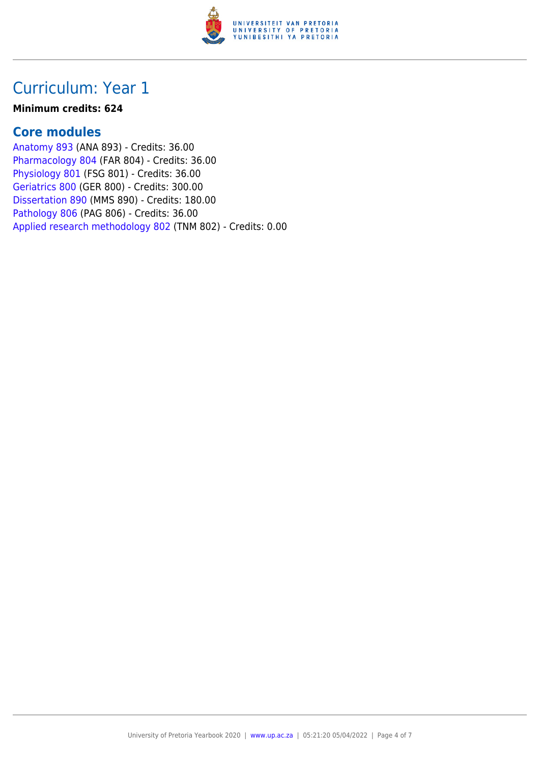# Curriculum: Year 1

**Minimum credits: 624**

## Core modules

Anatomy 893 (ANA 893) - Credits: 36.00
Pharmacology 804 (FAR 804) - Credits: 36.00
Physiology 801 (FSG 801) - Credits: 36.00
Geriatrics 800 (GER 800) - Credits: 300.00
Dissertation 890 (MMS 890) - Credits: 180.00
Pathology 806 (PAG 806) - Credits: 36.00
Applied research methodology 802 (TNM 802) - Credits: 0.00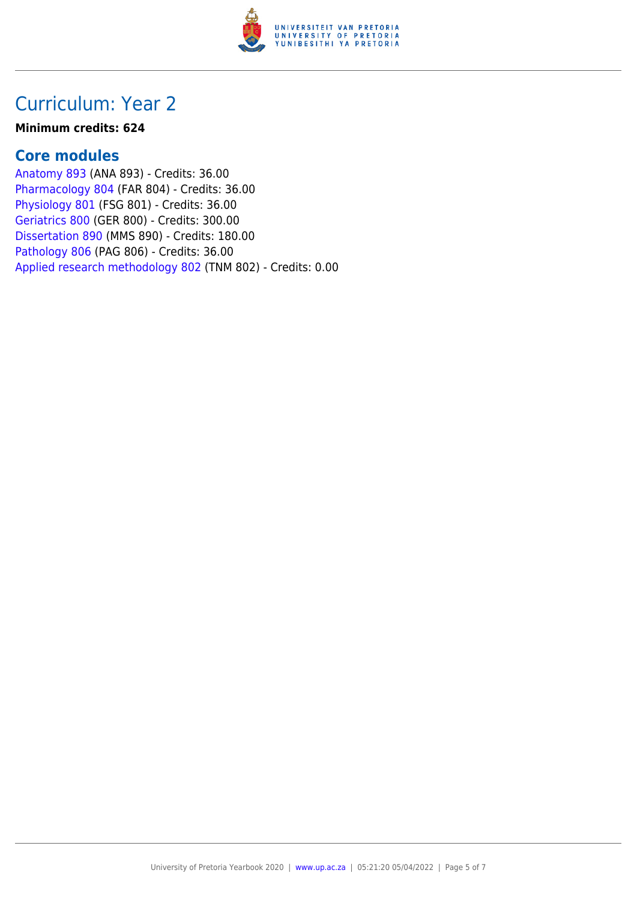# Curriculum: Year 2

**Minimum credits: 624**

## Core modules

Anatomy 893 (ANA 893) - Credits: 36.00
Pharmacology 804 (FAR 804) - Credits: 36.00
Physiology 801 (FSG 801) - Credits: 36.00
Geriatrics 800 (GER 800) - Credits: 300.00
Dissertation 890 (MMS 890) - Credits: 180.00
Pathology 806 (PAG 806) - Credits: 36.00
Applied research methodology 802 (TNM 802) - Credits: 0.00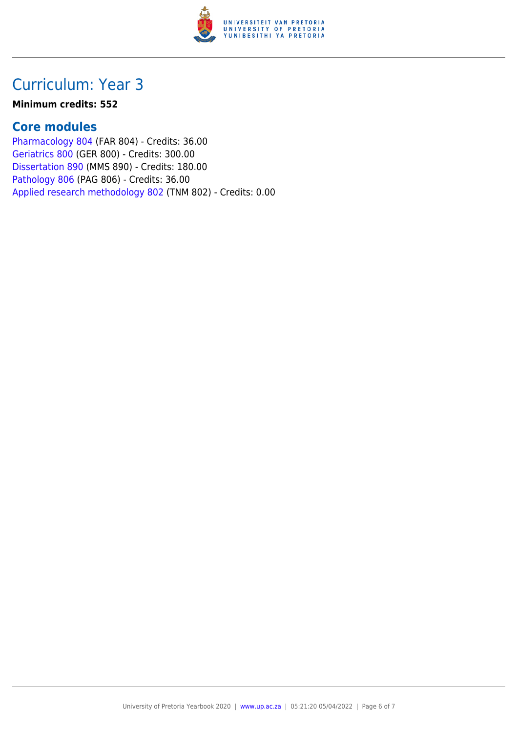# Curriculum: Year 3

**Minimum credits: 552**

## Core modules

Pharmacology 804 (FAR 804) - Credits: 36.00
Geriatrics 800 (GER 800) - Credits: 300.00
Dissertation 890 (MMS 890) - Credits: 180.00
Pathology 806 (PAG 806) - Credits: 36.00
Applied research methodology 802 (TNM 802) - Credits: 0.00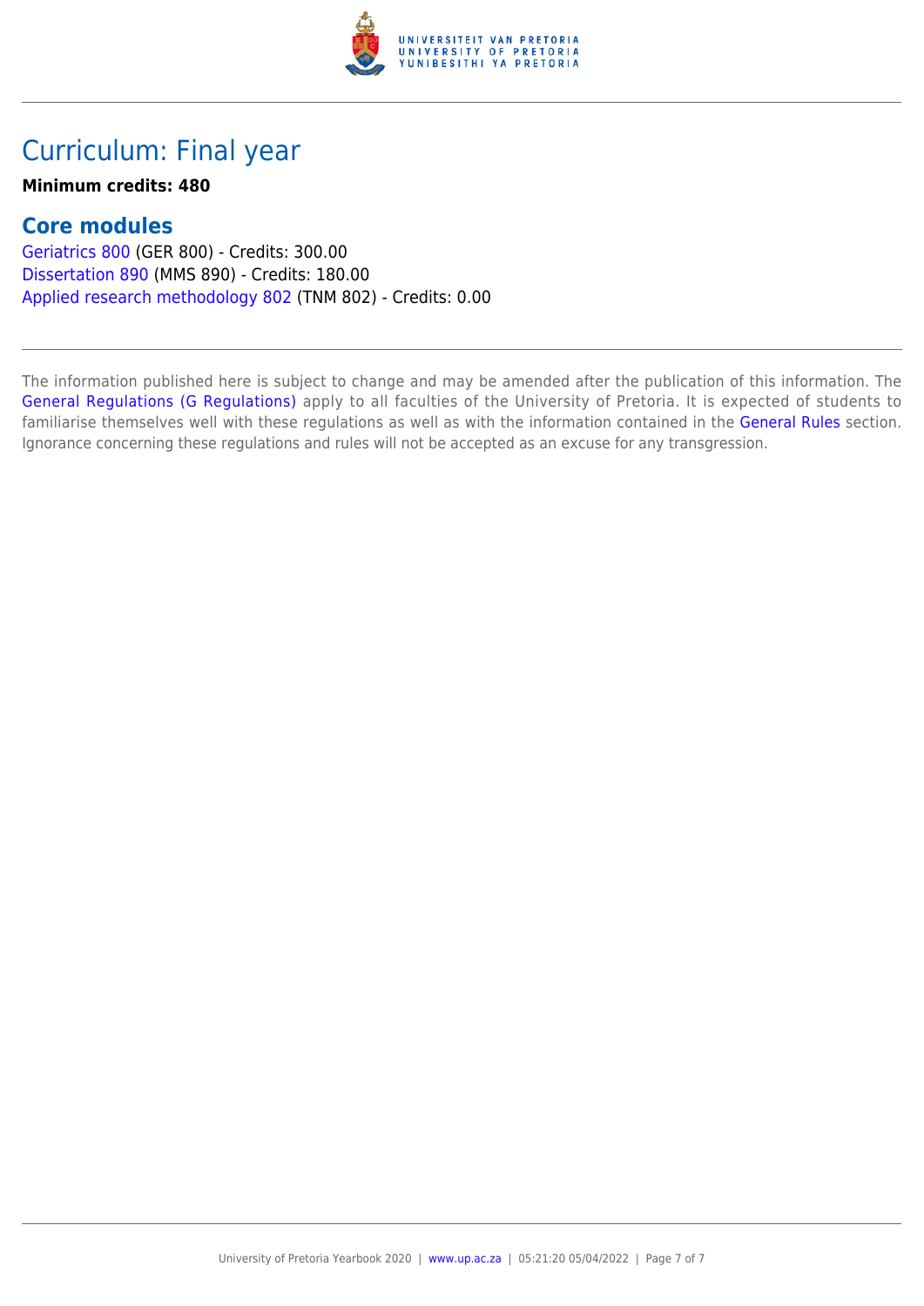# Curriculum: Final year

**Minimum credits: 480**

## Core modules

Geriatrics 800 (GER 800) - Credits: 300.00
Dissertation 890 (MMS 890) - Credits: 180.00
Applied research methodology 802 (TNM 802) - Credits: 0.00

The information published here is subject to change and may be amended after the publication of this information. The General Regulations (G Regulations) apply to all faculties of the University of Pretoria. It is expected of students to familiarise themselves well with these regulations as well as with the information contained in the General Rules section. Ignorance concerning these regulations and rules will not be accepted as an excuse for any transgression.